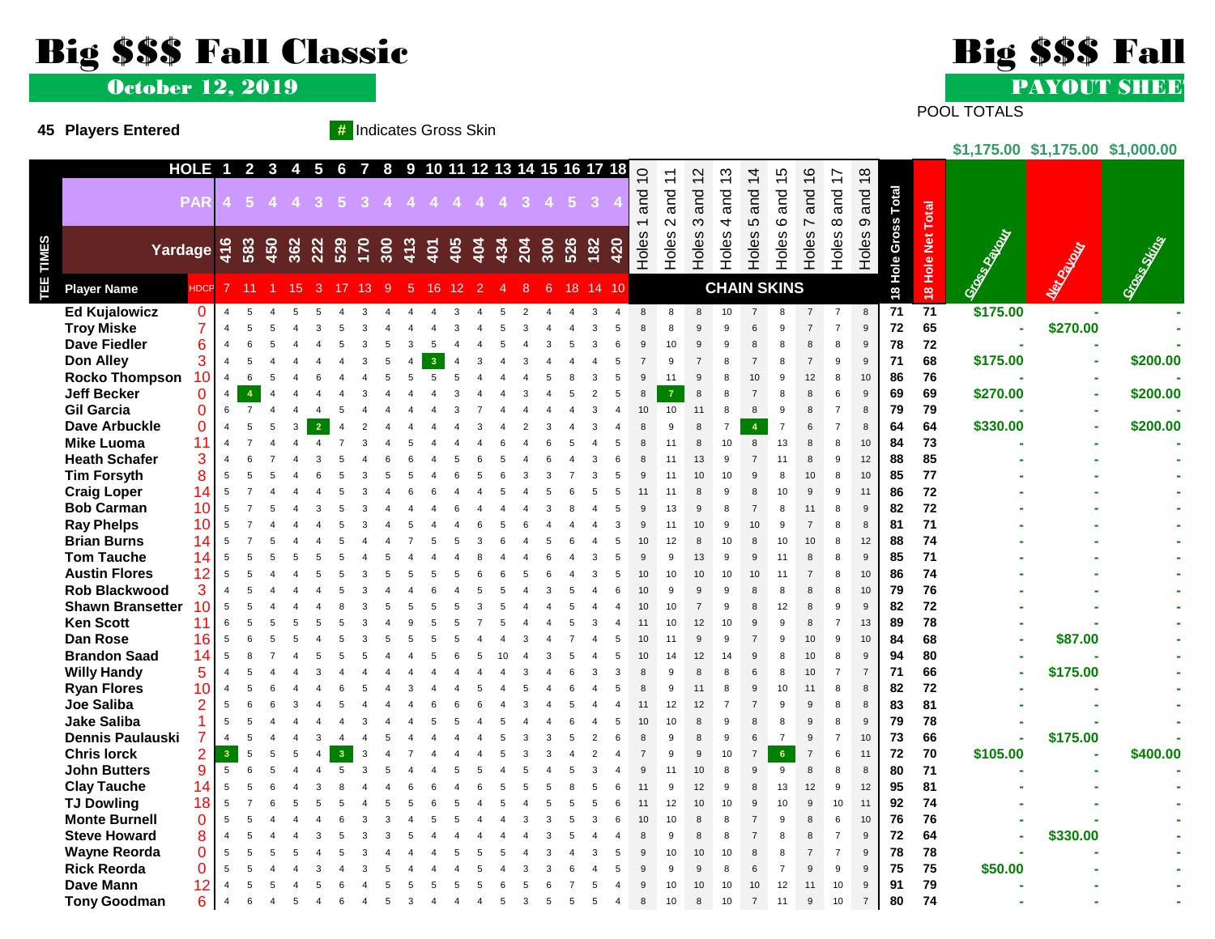# Big $$$ Fall Classic

## October 12, 2019

**45 Players Entered**

# Indicates Gross Skin

# Big $$$ Fall

## PAYOUT SHEE

POOL TOTALS

| | | | |
|---|---|---|---|
| | $1,175.00 | $1,175.00 | $1,000.00 |

| HOLE | | 1 | 2 | 3 | 4 | 5 | 6 | 7 | 8 | 9 | 10 | 11 | 12 | 13 | 14 | 15 | 16 | 17 | 18 | Holes 1 and 10 | Holes 2 and 11 | Holes 3 and 12 | Holes 4 and 13 | Holes 5 and 14 | Holes 6 and 15 | Holes 7 and 16 | Holes 8 and 17 | Holes 9 and 18 | 18 Hole Gross Total | 18 Hole Net Total | Gross Payout | Net Payout | Gross Skins |
|---|---|---|---|---|---|---|---|---|---|---|---|---|---|---|---|---|---|---|---|---|---|---|---|---|---|---|---|---|---|---|---|---|---|
| PAR | | 4 | 5 | 4 | 4 | 3 | 5 | 3 | 4 | 4 | 4 | 4 | 4 | 4 | 3 | 4 | 5 | 3 | 4 | | | | | | | | | | | | | | |
| Yardage | | 416 | 583 | 450 | 362 | 222 | 529 | 170 | 300 | 413 | 401 | 405 | 404 | 434 | 204 | 300 | 526 | 182 | 420 | | | | | | | | | | | | | | |
| Player Name | HDCP | 7 | 11 | 1 | 15 | 3 | 17 | 13 | 9 | 5 | 16 | 12 | 2 | 4 | 8 | 6 | 18 | 14 | 10 | CHAIN SKINS | | | | | | | | | | | | | |
| Ed Kujalowicz | 0 | 4 | 5 | 4 | 5 | 5 | 4 | 3 | 4 | 4 | 4 | 3 | 4 | 5 | 2 | 4 | 4 | 3 | 4 | 8 | 8 | 8 | 10 | 7 | 8 | 7 | 7 | 8 | 71 | 71 | $175.00 | - | - |
| Troy Miske | 7 | 4 | 5 | 5 | 4 | 3 | 5 | 3 | 4 | 4 | 4 | 3 | 4 | 5 | 3 | 4 | 4 | 3 | 5 | 8 | 8 | 9 | 9 | 6 | 9 | 7 | 7 | 9 | 72 | 65 | - | $270.00 | - |
| Dave Fiedler | 6 | 4 | 6 | 5 | 4 | 4 | 5 | 3 | 5 | 3 | 5 | 4 | 4 | 5 | 4 | 3 | 5 | 3 | 6 | 9 | 10 | 9 | 9 | 8 | 8 | 8 | 8 | 9 | 78 | 72 | - | - | - |
| Don Alley | 3 | 4 | 5 | 4 | 4 | 4 | 4 | 3 | 5 | 4 | 3 | 4 | 3 | 4 | 3 | 4 | 4 | 4 | 5 | 7 | 9 | 7 | 8 | 7 | 8 | 7 | 9 | 9 | 71 | 68 | $175.00 | - | $200.00 |
| Rocko Thompson | 10 | 4 | 6 | 5 | 4 | 6 | 4 | 4 | 5 | 5 | 5 | 5 | 4 | 4 | 4 | 5 | 8 | 3 | 5 | 9 | 11 | 9 | 8 | 10 | 9 | 12 | 8 | 10 | 86 | 76 | - | - | - |
| Jeff Becker | 0 | 4 | 4 | 4 | 4 | 4 | 4 | 3 | 4 | 4 | 4 | 3 | 4 | 4 | 3 | 4 | 5 | 2 | 5 | 8 | 7 | 8 | 8 | 7 | 8 | 8 | 6 | 9 | 69 | 69 | $270.00 | - | $200.00 |
| Gil Garcia | 0 | 6 | 7 | 4 | 4 | 4 | 5 | 4 | 4 | 4 | 4 | 3 | 7 | 4 | 4 | 4 | 4 | 3 | 4 | 10 | 10 | 11 | 8 | 8 | 9 | 8 | 7 | 8 | 79 | 79 | - | - | - |
| Dave Arbuckle | 0 | 4 | 5 | 5 | 3 | 2 | 4 | 2 | 4 | 4 | 4 | 4 | 3 | 4 | 2 | 3 | 4 | 3 | 4 | 8 | 9 | 8 | 7 | 4 | 7 | 6 | 7 | 8 | 64 | 64 | $330.00 | - | $200.00 |
| Mike Luoma | 11 | 4 | 7 | 4 | 4 | 4 | 7 | 3 | 4 | 5 | 4 | 4 | 4 | 6 | 4 | 6 | 5 | 4 | 5 | 8 | 11 | 8 | 10 | 8 | 13 | 8 | 8 | 10 | 84 | 73 | - | - | - |
| Heath Schafer | 3 | 4 | 6 | 7 | 4 | 3 | 5 | 4 | 6 | 6 | 4 | 5 | 6 | 5 | 4 | 6 | 4 | 3 | 6 | 8 | 11 | 13 | 9 | 7 | 11 | 8 | 9 | 12 | 88 | 85 | - | - | - |
| Tim Forsyth | 8 | 5 | 5 | 5 | 4 | 6 | 5 | 3 | 5 | 5 | 4 | 6 | 5 | 6 | 3 | 3 | 7 | 3 | 5 | 9 | 11 | 10 | 10 | 9 | 8 | 10 | 8 | 10 | 85 | 77 | - | - | - |
| Craig Loper | 14 | 5 | 7 | 4 | 4 | 4 | 5 | 3 | 4 | 6 | 6 | 4 | 4 | 5 | 4 | 5 | 6 | 5 | 5 | 11 | 11 | 8 | 9 | 8 | 10 | 9 | 9 | 11 | 86 | 72 | - | - | - |
| Bob Carman | 10 | 5 | 7 | 5 | 4 | 3 | 5 | 3 | 4 | 4 | 4 | 6 | 4 | 4 | 4 | 3 | 8 | 4 | 5 | 9 | 13 | 9 | 8 | 7 | 8 | 11 | 8 | 9 | 82 | 72 | - | - | - |
| Ray Phelps | 10 | 5 | 7 | 4 | 4 | 5 | 5 | 3 | 4 | 5 | 4 | 4 | 6 | 5 | 6 | 4 | 4 | 4 | 3 | 9 | 11 | 10 | 9 | 10 | 9 | 7 | 8 | 8 | 81 | 71 | - | - | - |
| Brian Burns | 14 | 5 | 7 | 5 | 4 | 4 | 5 | 4 | 4 | 7 | 5 | 5 | 3 | 6 | 4 | 5 | 6 | 4 | 5 | 10 | 12 | 8 | 10 | 8 | 10 | 10 | 8 | 12 | 88 | 74 | - | - | - |
| Tom Tauche | 14 | 5 | 5 | 5 | 5 | 5 | 5 | 4 | 5 | 4 | 4 | 4 | 8 | 4 | 4 | 6 | 4 | 3 | 5 | 9 | 9 | 13 | 9 | 9 | 11 | 8 | 8 | 9 | 85 | 71 | - | - | - |
| Austin Flores | 12 | 5 | 5 | 4 | 4 | 5 | 5 | 3 | 5 | 5 | 5 | 5 | 6 | 6 | 5 | 6 | 4 | 3 | 5 | 10 | 10 | 10 | 10 | 10 | 11 | 7 | 8 | 10 | 86 | 74 | - | - | - |
| Rob Blackwood | 3 | 4 | 5 | 4 | 4 | 4 | 5 | 3 | 4 | 4 | 6 | 4 | 5 | 5 | 4 | 3 | 5 | 4 | 6 | 10 | 9 | 9 | 9 | 8 | 8 | 8 | 8 | 10 | 79 | 76 | - | - | - |
| Shawn Bransetter | 10 | 5 | 5 | 4 | 4 | 4 | 8 | 3 | 5 | 5 | 5 | 5 | 3 | 5 | 4 | 4 | 5 | 4 | 4 | 10 | 10 | 7 | 9 | 8 | 12 | 8 | 9 | 9 | 82 | 72 | - | - | - |
| Ken Scott | 11 | 6 | 5 | 5 | 5 | 5 | 5 | 3 | 4 | 9 | 5 | 5 | 7 | 5 | 4 | 4 | 5 | 3 | 4 | 11 | 10 | 12 | 10 | 9 | 9 | 8 | 7 | 13 | 89 | 78 | - | - | - |
| Dan Rose | 16 | 5 | 6 | 5 | 4 | 5 | 3 | 5 | 5 | 5 | 5 | 5 | 4 | 4 | 3 | 4 | 7 | 4 | 5 | 10 | 11 | 9 | 9 | 7 | 9 | 10 | 9 | 10 | 84 | 68 | - | $87.00 | - |
| Brandon Saad | 14 | 5 | 8 | 7 | 4 | 5 | 5 | 5 | 4 | 4 | 5 | 6 | 5 | 10 | 4 | 3 | 5 | 4 | 5 | 10 | 14 | 12 | 14 | 9 | 8 | 10 | 8 | 9 | 94 | 80 | - | - | - |
| Willy Handy | 5 | 4 | 5 | 4 | 4 | 3 | 4 | 4 | 4 | 4 | 4 | 4 | 4 | 4 | 3 | 4 | 6 | 3 | 3 | 8 | 9 | 8 | 8 | 6 | 8 | 10 | 7 | 7 | 71 | 66 | - | $175.00 | - |
| Ryan Flores | 10 | 4 | 5 | 6 | 4 | 4 | 6 | 5 | 4 | 3 | 4 | 4 | 5 | 4 | 5 | 4 | 6 | 4 | 5 | 8 | 9 | 11 | 8 | 9 | 10 | 11 | 8 | 8 | 82 | 72 | - | - | - |
| Joe Saliba | 2 | 5 | 6 | 6 | 3 | 4 | 5 | 4 | 4 | 4 | 6 | 6 | 6 | 4 | 3 | 4 | 5 | 4 | 4 | 11 | 12 | 12 | 7 | 7 | 9 | 9 | 8 | 8 | 83 | 81 | - | - | - |
| Jake Saliba | 1 | 5 | 5 | 4 | 4 | 4 | 4 | 3 | 4 | 4 | 5 | 5 | 4 | 5 | 4 | 4 | 6 | 4 | 5 | 10 | 10 | 8 | 9 | 8 | 8 | 9 | 8 | 9 | 79 | 78 | - | - | - |
| Dennis Paulauski | 7 | 4 | 5 | 4 | 4 | 3 | 4 | 4 | 5 | 4 | 4 | 4 | 4 | 5 | 3 | 3 | 5 | 2 | 6 | 8 | 9 | 8 | 9 | 6 | 7 | 9 | 7 | 10 | 73 | 66 | - | $175.00 | - |
| Chris Iorck | 2 | 3 | 5 | 5 | 5 | 4 | 3 | 3 | 4 | 7 | 4 | 4 | 4 | 5 | 3 | 3 | 4 | 2 | 4 | 7 | 9 | 9 | 10 | 7 | 6 | 7 | 6 | 11 | 72 | 70 | $105.00 | - | $400.00 |
| John Butters | 9 | 5 | 6 | 5 | 4 | 4 | 5 | 3 | 5 | 4 | 4 | 5 | 5 | 4 | 5 | 4 | 5 | 3 | 4 | 9 | 11 | 10 | 8 | 9 | 9 | 8 | 8 | 8 | 80 | 71 | - | - | - |
| Clay Tauche | 14 | 5 | 5 | 6 | 4 | 3 | 8 | 4 | 4 | 6 | 6 | 4 | 6 | 5 | 5 | 5 | 8 | 5 | 6 | 11 | 9 | 12 | 9 | 8 | 13 | 12 | 9 | 12 | 95 | 81 | - | - | - |
| TJ Dowling | 18 | 5 | 7 | 6 | 5 | 5 | 5 | 4 | 5 | 5 | 6 | 5 | 4 | 5 | 4 | 5 | 5 | 5 | 6 | 11 | 12 | 10 | 10 | 9 | 10 | 9 | 10 | 11 | 92 | 74 | - | - | - |
| Monte Burnell | 0 | 5 | 5 | 4 | 4 | 4 | 6 | 3 | 3 | 4 | 5 | 5 | 4 | 4 | 3 | 3 | 5 | 3 | 6 | 10 | 10 | 8 | 8 | 7 | 9 | 8 | 6 | 10 | 76 | 76 | - | - | - |
| Steve Howard | 8 | 4 | 5 | 4 | 4 | 3 | 5 | 3 | 3 | 5 | 4 | 4 | 4 | 4 | 4 | 3 | 5 | 4 | 4 | 8 | 9 | 8 | 8 | 7 | 8 | 8 | 7 | 9 | 72 | 64 | - | $330.00 | - |
| Wayne Reorda | 0 | 5 | 5 | 5 | 5 | 4 | 5 | 3 | 4 | 4 | 4 | 5 | 5 | 5 | 4 | 3 | 4 | 3 | 5 | 9 | 10 | 10 | 10 | 8 | 8 | 7 | 7 | 9 | 78 | 78 | - | - | - |
| Rick Reorda | 0 | 5 | 5 | 4 | 4 | 3 | 4 | 3 | 5 | 4 | 4 | 4 | 5 | 4 | 3 | 3 | 6 | 4 | 5 | 9 | 9 | 9 | 8 | 6 | 7 | 9 | 9 | 9 | 75 | 75 | $50.00 | - | - |
| Dave Mann | 12 | 4 | 5 | 5 | 4 | 5 | 6 | 4 | 5 | 5 | 5 | 5 | 5 | 6 | 5 | 6 | 7 | 5 | 4 | 9 | 10 | 10 | 10 | 10 | 12 | 11 | 10 | 9 | 91 | 79 | - | - | - |
| Tony Goodman | 6 | 4 | 6 | 4 | 5 | 4 | 6 | 4 | 5 | 3 | 4 | 4 | 4 | 5 | 3 | 5 | 5 | 5 | 4 | 8 | 10 | 8 | 10 | 7 | 11 | 9 | 10 | 7 | 80 | 74 | - | - | - |

TEE TIMES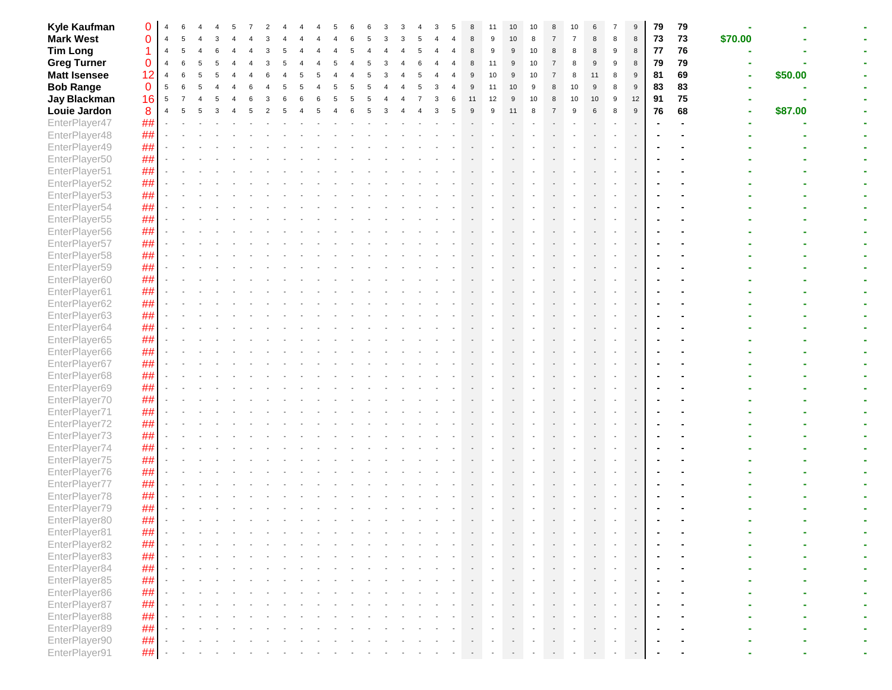| | | | | | | | | | | | | | | | | | | | | | | | | | | | | | | | | | |
|---|---|---|---|---|---|---|---|---|---|---|---|---|---|---|---|---|---|---|---|---|---|---|---|---|---|---|---|---|---|---|---|---|---|
| **Kyle Kaufman** | 0 | 4 | 6 | 4 | 4 | 5 | 7 | 2 | 4 | 4 | 4 | 5 | 6 | 6 | 3 | 3 | 4 | 3 | 5 | 8 | 11 | 10 | 10 | 8 | 10 | 6 | 7 | 9 | **79** | **79** | - | - | - |
| **Mark West** | 0 | 4 | 5 | 4 | 3 | 4 | 4 | 3 | 4 | 4 | 4 | 4 | 6 | 5 | 3 | 3 | 5 | 4 | 4 | 8 | 9 | 10 | 8 | 7 | 7 | 8 | 8 | 8 | **73** | **73** | **$70.00** | - | - |
| **Tim Long** | 1 | 4 | 5 | 4 | 6 | 4 | 4 | 3 | 5 | 4 | 4 | 4 | 5 | 4 | 4 | 4 | 5 | 4 | 4 | 8 | 9 | 9 | 10 | 8 | 8 | 8 | 9 | 8 | **77** | **76** | - | - | - |
| **Greg Turner** | 0 | 4 | 6 | 5 | 5 | 4 | 4 | 3 | 5 | 4 | 4 | 5 | 4 | 5 | 3 | 4 | 6 | 4 | 4 | 8 | 11 | 9 | 10 | 7 | 8 | 9 | 9 | 8 | **79** | **79** | - | - | - |
| **Matt Isensee** | 12 | 4 | 6 | 5 | 5 | 4 | 4 | 6 | 4 | 5 | 5 | 4 | 4 | 5 | 3 | 4 | 5 | 4 | 4 | 9 | 10 | 9 | 10 | 7 | 8 | 11 | 8 | 9 | **81** | **69** | - | **$50.00** | - |
| **Bob Range** | 0 | 5 | 6 | 5 | 4 | 4 | 6 | 4 | 5 | 5 | 4 | 5 | 5 | 5 | 4 | 4 | 5 | 3 | 4 | 9 | 11 | 10 | 9 | 8 | 10 | 9 | 8 | 9 | **83** | **83** | - | - | - |
| **Jay Blackman** | 16 | 5 | 7 | 4 | 5 | 4 | 6 | 3 | 6 | 6 | 6 | 5 | 5 | 5 | 4 | 4 | 7 | 3 | 6 | 11 | 12 | 9 | 10 | 8 | 10 | 10 | 9 | 12 | **91** | **75** | - | - | - |
| **Louie Jardon** | 8 | 4 | 5 | 5 | 3 | 4 | 5 | 2 | 5 | 4 | 5 | 4 | 6 | 5 | 3 | 4 | 4 | 3 | 5 | 9 | 9 | 11 | 8 | 7 | 9 | 6 | 8 | 9 | **76** | **68** | - | **$87.00** | - |
| EnterPlayer47 | ## | - | - | - | - | - | - | - | - | - | - | - | - | - | - | - | - | - | - | - | - | - | - | - | - | - | - | - | - | - | - | - | - |
| EnterPlayer48 | ## | - | - | - | - | - | - | - | - | - | - | - | - | - | - | - | - | - | - | - | - | - | - | - | - | - | - | - | - | - | - | - | - |
| EnterPlayer49 | ## | - | - | - | - | - | - | - | - | - | - | - | - | - | - | - | - | - | - | - | - | - | - | - | - | - | - | - | - | - | - | - | - |
| EnterPlayer50 | ## | - | - | - | - | - | - | - | - | - | - | - | - | - | - | - | - | - | - | - | - | - | - | - | - | - | - | - | - | - | - | - | - |
| EnterPlayer51 | ## | - | - | - | - | - | - | - | - | - | - | - | - | - | - | - | - | - | - | - | - | - | - | - | - | - | - | - | - | - | - | - | - |
| EnterPlayer52 | ## | - | - | - | - | - | - | - | - | - | - | - | - | - | - | - | - | - | - | - | - | - | - | - | - | - | - | - | - | - | - | - | - |
| EnterPlayer53 | ## | - | - | - | - | - | - | - | - | - | - | - | - | - | - | - | - | - | - | - | - | - | - | - | - | - | - | - | - | - | - | - | - |
| EnterPlayer54 | ## | - | - | - | - | - | - | - | - | - | - | - | - | - | - | - | - | - | - | - | - | - | - | - | - | - | - | - | - | - | - | - | - |
| EnterPlayer55 | ## | - | - | - | - | - | - | - | - | - | - | - | - | - | - | - | - | - | - | - | - | - | - | - | - | - | - | - | - | - | - | - | - |
| EnterPlayer56 | ## | - | - | - | - | - | - | - | - | - | - | - | - | - | - | - | - | - | - | - | - | - | - | - | - | - | - | - | - | - | - | - | - |
| EnterPlayer57 | ## | - | - | - | - | - | - | - | - | - | - | - | - | - | - | - | - | - | - | - | - | - | - | - | - | - | - | - | - | - | - | - | - |
| EnterPlayer58 | ## | - | - | - | - | - | - | - | - | - | - | - | - | - | - | - | - | - | - | - | - | - | - | - | - | - | - | - | - | - | - | - | - |
| EnterPlayer59 | ## | - | - | - | - | - | - | - | - | - | - | - | - | - | - | - | - | - | - | - | - | - | - | - | - | - | - | - | - | - | - | - | - |
| EnterPlayer60 | ## | - | - | - | - | - | - | - | - | - | - | - | - | - | - | - | - | - | - | - | - | - | - | - | - | - | - | - | - | - | - | - | - |
| EnterPlayer61 | ## | - | - | - | - | - | - | - | - | - | - | - | - | - | - | - | - | - | - | - | - | - | - | - | - | - | - | - | - | - | - | - | - |
| EnterPlayer62 | ## | - | - | - | - | - | - | - | - | - | - | - | - | - | - | - | - | - | - | - | - | - | - | - | - | - | - | - | - | - | - | - | - |
| EnterPlayer63 | ## | - | - | - | - | - | - | - | - | - | - | - | - | - | - | - | - | - | - | - | - | - | - | - | - | - | - | - | - | - | - | - | - |
| EnterPlayer64 | ## | - | - | - | - | - | - | - | - | - | - | - | - | - | - | - | - | - | - | - | - | - | - | - | - | - | - | - | - | - | - | - | - |
| EnterPlayer65 | ## | - | - | - | - | - | - | - | - | - | - | - | - | - | - | - | - | - | - | - | - | - | - | - | - | - | - | - | - | - | - | - | - |
| EnterPlayer66 | ## | - | - | - | - | - | - | - | - | - | - | - | - | - | - | - | - | - | - | - | - | - | - | - | - | - | - | - | - | - | - | - | - |
| EnterPlayer67 | ## | - | - | - | - | - | - | - | - | - | - | - | - | - | - | - | - | - | - | - | - | - | - | - | - | - | - | - | - | - | - | - | - |
| EnterPlayer68 | ## | - | - | - | - | - | - | - | - | - | - | - | - | - | - | - | - | - | - | - | - | - | - | - | - | - | - | - | - | - | - | - | - |
| EnterPlayer69 | ## | - | - | - | - | - | - | - | - | - | - | - | - | - | - | - | - | - | - | - | - | - | - | - | - | - | - | - | - | - | - | - | - |
| EnterPlayer70 | ## | - | - | - | - | - | - | - | - | - | - | - | - | - | - | - | - | - | - | - | - | - | - | - | - | - | - | - | - | - | - | - | - |
| EnterPlayer71 | ## | - | - | - | - | - | - | - | - | - | - | - | - | - | - | - | - | - | - | - | - | - | - | - | - | - | - | - | - | - | - | - | - |
| EnterPlayer72 | ## | - | - | - | - | - | - | - | - | - | - | - | - | - | - | - | - | - | - | - | - | - | - | - | - | - | - | - | - | - | - | - | - |
| EnterPlayer73 | ## | - | - | - | - | - | - | - | - | - | - | - | - | - | - | - | - | - | - | - | - | - | - | - | - | - | - | - | - | - | - | - | - |
| EnterPlayer74 | ## | - | - | - | - | - | - | - | - | - | - | - | - | - | - | - | - | - | - | - | - | - | - | - | - | - | - | - | - | - | - | - | - |
| EnterPlayer75 | ## | - | - | - | - | - | - | - | - | - | - | - | - | - | - | - | - | - | - | - | - | - | - | - | - | - | - | - | - | - | - | - | - |
| EnterPlayer76 | ## | - | - | - | - | - | - | - | - | - | - | - | - | - | - | - | - | - | - | - | - | - | - | - | - | - | - | - | - | - | - | - | - |
| EnterPlayer77 | ## | - | - | - | - | - | - | - | - | - | - | - | - | - | - | - | - | - | - | - | - | - | - | - | - | - | - | - | - | - | - | - | - |
| EnterPlayer78 | ## | - | - | - | - | - | - | - | - | - | - | - | - | - | - | - | - | - | - | - | - | - | - | - | - | - | - | - | - | - | - | - | - |
| EnterPlayer79 | ## | - | - | - | - | - | - | - | - | - | - | - | - | - | - | - | - | - | - | - | - | - | - | - | - | - | - | - | - | - | - | - | - |
| EnterPlayer80 | ## | - | - | - | - | - | - | - | - | - | - | - | - | - | - | - | - | - | - | - | - | - | - | - | - | - | - | - | - | - | - | - | - |
| EnterPlayer81 | ## | - | - | - | - | - | - | - | - | - | - | - | - | - | - | - | - | - | - | - | - | - | - | - | - | - | - | - | - | - | - | - | - |
| EnterPlayer82 | ## | - | - | - | - | - | - | - | - | - | - | - | - | - | - | - | - | - | - | - | - | - | - | - | - | - | - | - | - | - | - | - | - |
| EnterPlayer83 | ## | - | - | - | - | - | - | - | - | - | - | - | - | - | - | - | - | - | - | - | - | - | - | - | - | - | - | - | - | - | - | - | - |
| EnterPlayer84 | ## | - | - | - | - | - | - | - | - | - | - | - | - | - | - | - | - | - | - | - | - | - | - | - | - | - | - | - | - | - | - | - | - |
| EnterPlayer85 | ## | - | - | - | - | - | - | - | - | - | - | - | - | - | - | - | - | - | - | - | - | - | - | - | - | - | - | - | - | - | - | - | - |
| EnterPlayer86 | ## | - | - | - | - | - | - | - | - | - | - | - | - | - | - | - | - | - | - | - | - | - | - | - | - | - | - | - | - | - | - | - | - |
| EnterPlayer87 | ## | - | - | - | - | - | - | - | - | - | - | - | - | - | - | - | - | - | - | - | - | - | - | - | - | - | - | - | - | - | - | - | - |
| EnterPlayer88 | ## | - | - | - | - | - | - | - | - | - | - | - | - | - | - | - | - | - | - | - | - | - | - | - | - | - | - | - | - | - | - | - | - |
| EnterPlayer89 | ## | - | - | - | - | - | - | - | - | - | - | - | - | - | - | - | - | - | - | - | - | - | - | - | - | - | - | - | - | - | - | - | - |
| EnterPlayer90 | ## | - | - | - | - | - | - | - | - | - | - | - | - | - | - | - | - | - | - | - | - | - | - | - | - | - | - | - | - | - | - | - | - |
| EnterPlayer91 | ## | - | - | - | - | - | - | - | - | - | - | - | - | - | - | - | - | - | - | - | - | - | - | - | - | - | - | - | - | - | - | - | - |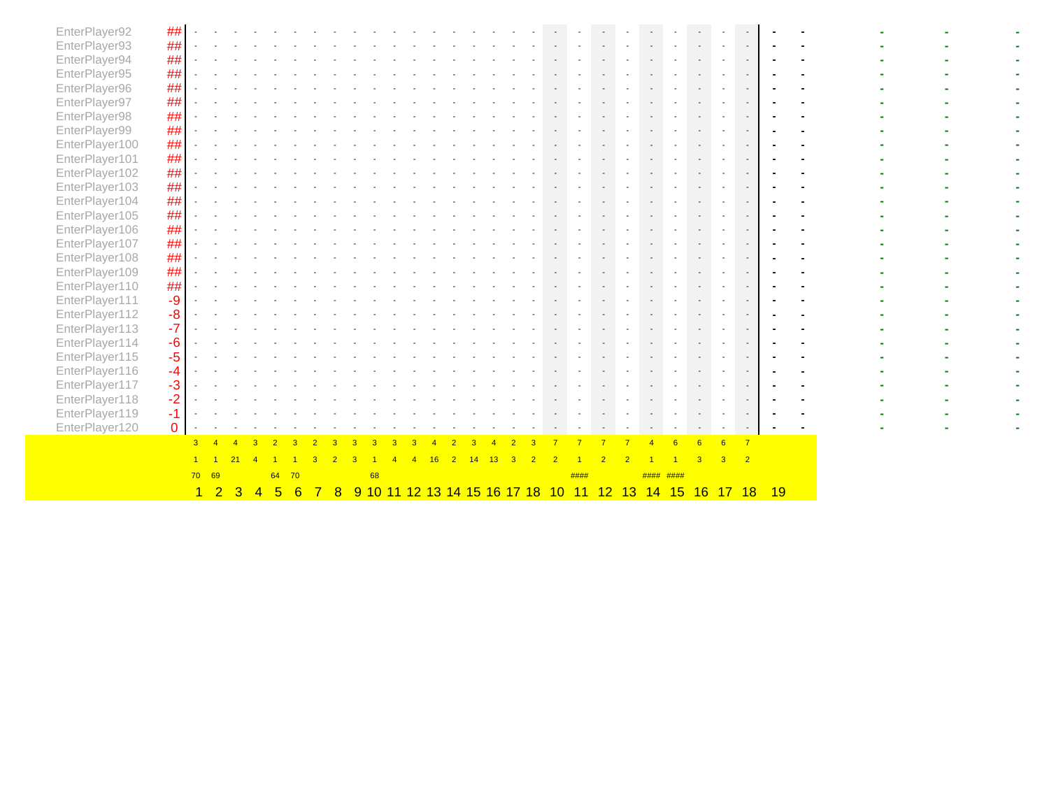| | | | | | | | | | | | | | | | | | | | | | | | | | | | | | | | | | |
|---|---|---|---|---|---|---|---|---|---|---|---|---|---|---|---|---|---|---|---|---|---|---|---|---|---|---|---|---|---|---|---|---|---|
| EnterPlayer92 | ## | - | - | - | - | - | - | - | - | - | - | - | - | - | - | - | - | - | - | - | - | - | - | - | - | - | - | - | - | - | - | - | - |
| EnterPlayer93 | ## | - | - | - | - | - | - | - | - | - | - | - | - | - | - | - | - | - | - | - | - | - | - | - | - | - | - | - | - | - | - | - | - |
| EnterPlayer94 | ## | - | - | - | - | - | - | - | - | - | - | - | - | - | - | - | - | - | - | - | - | - | - | - | - | - | - | - | - | - | - | - | - |
| EnterPlayer95 | ## | - | - | - | - | - | - | - | - | - | - | - | - | - | - | - | - | - | - | - | - | - | - | - | - | - | - | - | - | - | - | - | - |
| EnterPlayer96 | ## | - | - | - | - | - | - | - | - | - | - | - | - | - | - | - | - | - | - | - | - | - | - | - | - | - | - | - | - | - | - | - | - |
| EnterPlayer97 | ## | - | - | - | - | - | - | - | - | - | - | - | - | - | - | - | - | - | - | - | - | - | - | - | - | - | - | - | - | - | - | - | - |
| EnterPlayer98 | ## | - | - | - | - | - | - | - | - | - | - | - | - | - | - | - | - | - | - | - | - | - | - | - | - | - | - | - | - | - | - | - | - |
| EnterPlayer99 | ## | - | - | - | - | - | - | - | - | - | - | - | - | - | - | - | - | - | - | - | - | - | - | - | - | - | - | - | - | - | - | - | - |
| EnterPlayer100 | ## | - | - | - | - | - | - | - | - | - | - | - | - | - | - | - | - | - | - | - | - | - | - | - | - | - | - | - | - | - | - | - | - |
| EnterPlayer101 | ## | - | - | - | - | - | - | - | - | - | - | - | - | - | - | - | - | - | - | - | - | - | - | - | - | - | - | - | - | - | - | - | - |
| EnterPlayer102 | ## | - | - | - | - | - | - | - | - | - | - | - | - | - | - | - | - | - | - | - | - | - | - | - | - | - | - | - | - | - | - | - | - |
| EnterPlayer103 | ## | - | - | - | - | - | - | - | - | - | - | - | - | - | - | - | - | - | - | - | - | - | - | - | - | - | - | - | - | - | - | - | - |
| EnterPlayer104 | ## | - | - | - | - | - | - | - | - | - | - | - | - | - | - | - | - | - | - | - | - | - | - | - | - | - | - | - | - | - | - | - | - |
| EnterPlayer105 | ## | - | - | - | - | - | - | - | - | - | - | - | - | - | - | - | - | - | - | - | - | - | - | - | - | - | - | - | - | - | - | - | - |
| EnterPlayer106 | ## | - | - | - | - | - | - | - | - | - | - | - | - | - | - | - | - | - | - | - | - | - | - | - | - | - | - | - | - | - | - | - | - |
| EnterPlayer107 | ## | - | - | - | - | - | - | - | - | - | - | - | - | - | - | - | - | - | - | - | - | - | - | - | - | - | - | - | - | - | - | - | - |
| EnterPlayer108 | ## | - | - | - | - | - | - | - | - | - | - | - | - | - | - | - | - | - | - | - | - | - | - | - | - | - | - | - | - | - | - | - | - |
| EnterPlayer109 | ## | - | - | - | - | - | - | - | - | - | - | - | - | - | - | - | - | - | - | - | - | - | - | - | - | - | - | - | - | - | - | - | - |
| EnterPlayer110 | ## | - | - | - | - | - | - | - | - | - | - | - | - | - | - | - | - | - | - | - | - | - | - | - | - | - | - | - | - | - | - | - | - |
| EnterPlayer111 | -9 | - | - | - | - | - | - | - | - | - | - | - | - | - | - | - | - | - | - | - | - | - | - | - | - | - | - | - | - | - | - | - | - |
| EnterPlayer112 | -8 | - | - | - | - | - | - | - | - | - | - | - | - | - | - | - | - | - | - | - | - | - | - | - | - | - | - | - | - | - | - | - | - |
| EnterPlayer113 | -7 | - | - | - | - | - | - | - | - | - | - | - | - | - | - | - | - | - | - | - | - | - | - | - | - | - | - | - | - | - | - | - | - |
| EnterPlayer114 | -6 | - | - | - | - | - | - | - | - | - | - | - | - | - | - | - | - | - | - | - | - | - | - | - | - | - | - | - | - | - | - | - | - |
| EnterPlayer115 | -5 | - | - | - | - | - | - | - | - | - | - | - | - | - | - | - | - | - | - | - | - | - | - | - | - | - | - | - | - | - | - | - | - |
| EnterPlayer116 | -4 | - | - | - | - | - | - | - | - | - | - | - | - | - | - | - | - | - | - | - | - | - | - | - | - | - | - | - | - | - | - | - | - |
| EnterPlayer117 | -3 | - | - | - | - | - | - | - | - | - | - | - | - | - | - | - | - | - | - | - | - | - | - | - | - | - | - | - | - | - | - | - | - |
| EnterPlayer118 | -2 | - | - | - | - | - | - | - | - | - | - | - | - | - | - | - | - | - | - | - | - | - | - | - | - | - | - | - | - | - | - | - | - |
| EnterPlayer119 | -1 | - | - | - | - | - | - | - | - | - | - | - | - | - | - | - | - | - | - | - | - | - | - | - | - | - | - | - | - | - | - | - | - |
| EnterPlayer120 | 0 | - | - | - | - | - | - | - | - | - | - | - | - | - | - | - | - | - | - | - | - | - | - | - | - | - | - | - | - | - | - | - | - |
| | | 3 | 4 | 4 | 3 | 2 | 3 | 2 | 3 | 3 | 3 | 3 | 3 | 4 | 2 | 3 | 4 | 2 | 3 | 7 | 7 | 7 | 7 | 4 | 6 | 6 | 6 | 7 | | | | | |
| | | 1 | 1 | 21 | 4 | 1 | 1 | 3 | 2 | 3 | 1 | 4 | 4 | 16 | 2 | 14 | 13 | 3 | 2 | 2 | 1 | 2 | 2 | 1 | 1 | 3 | 3 | 2 | | | | | |
| | | 70 | 69 | | | 64 | 70 | | | | 68 | | | | | | | | | | #### | | | #### | #### | | | | | | | | |
| | | 1 | 2 | 3 | 4 | 5 | 6 | 7 | 8 | 9 | 10 | 11 | 12 | 13 | 14 | 15 | 16 | 17 | 18 | 10 | 11 | 12 | 13 | 14 | 15 | 16 | 17 | 18 | 19 | | | | |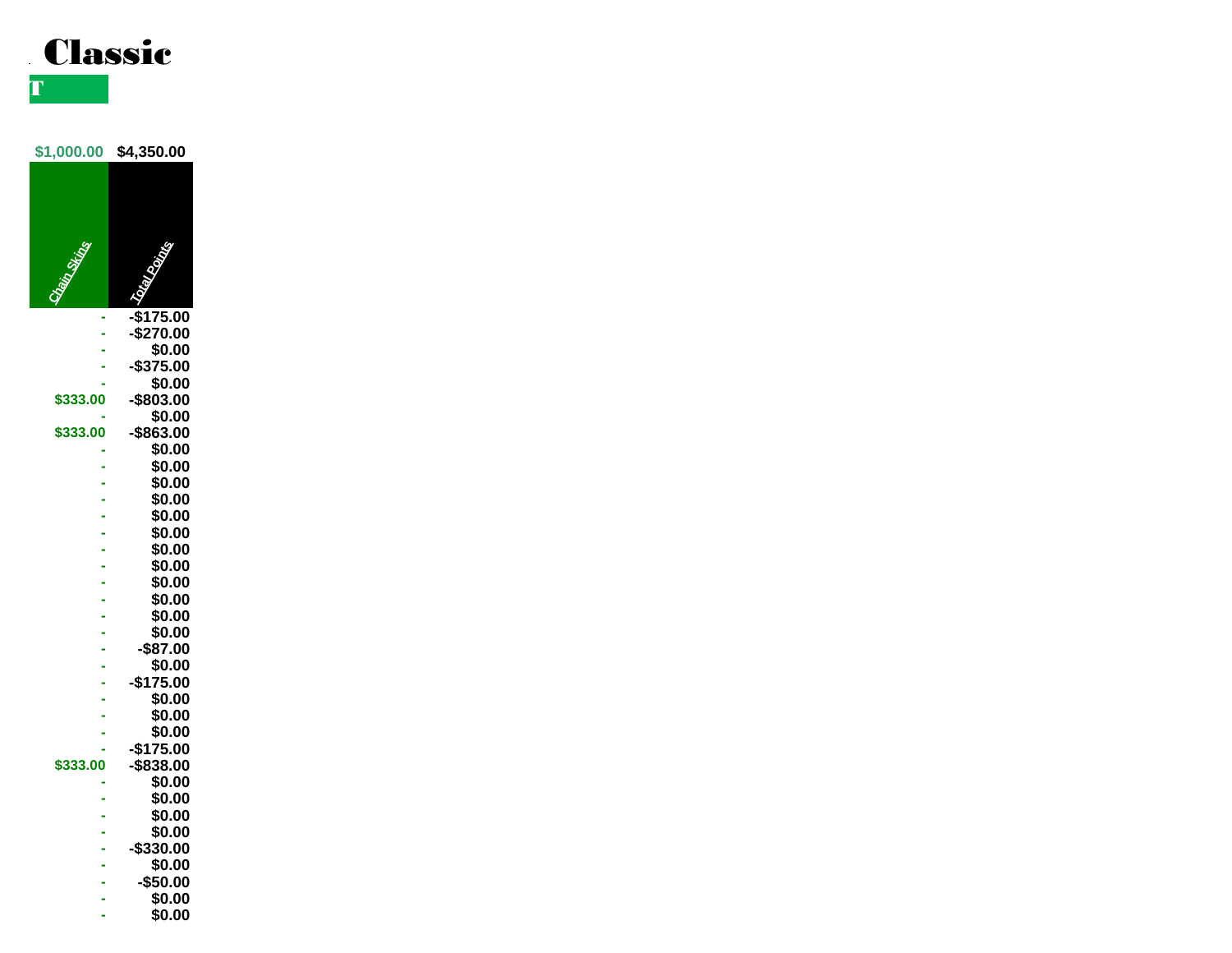# Classic

T

| $1,000.00 | $4,350.00 |
|---|---|
| Chain Skins | Total Points |
| - | -$175.00 |
| - | -$270.00 |
| - | $0.00 |
| - | -$375.00 |
| - | $0.00 |
| $333.00 | -$803.00 |
| - | $0.00 |
| $333.00 | -$863.00 |
| - | $0.00 |
| - | $0.00 |
| - | $0.00 |
| - | $0.00 |
| - | $0.00 |
| - | $0.00 |
| - | $0.00 |
| - | $0.00 |
| - | $0.00 |
| - | $0.00 |
| - | $0.00 |
| - | $0.00 |
| - | -$87.00 |
| - | $0.00 |
| - | -$175.00 |
| - | $0.00 |
| - | $0.00 |
| - | $0.00 |
| - | -$175.00 |
| $333.00 | -$838.00 |
| - | $0.00 |
| - | $0.00 |
| - | $0.00 |
| - | $0.00 |
| - | -$330.00 |
| - | $0.00 |
| - | -$50.00 |
| - | $0.00 |
| - | $0.00 |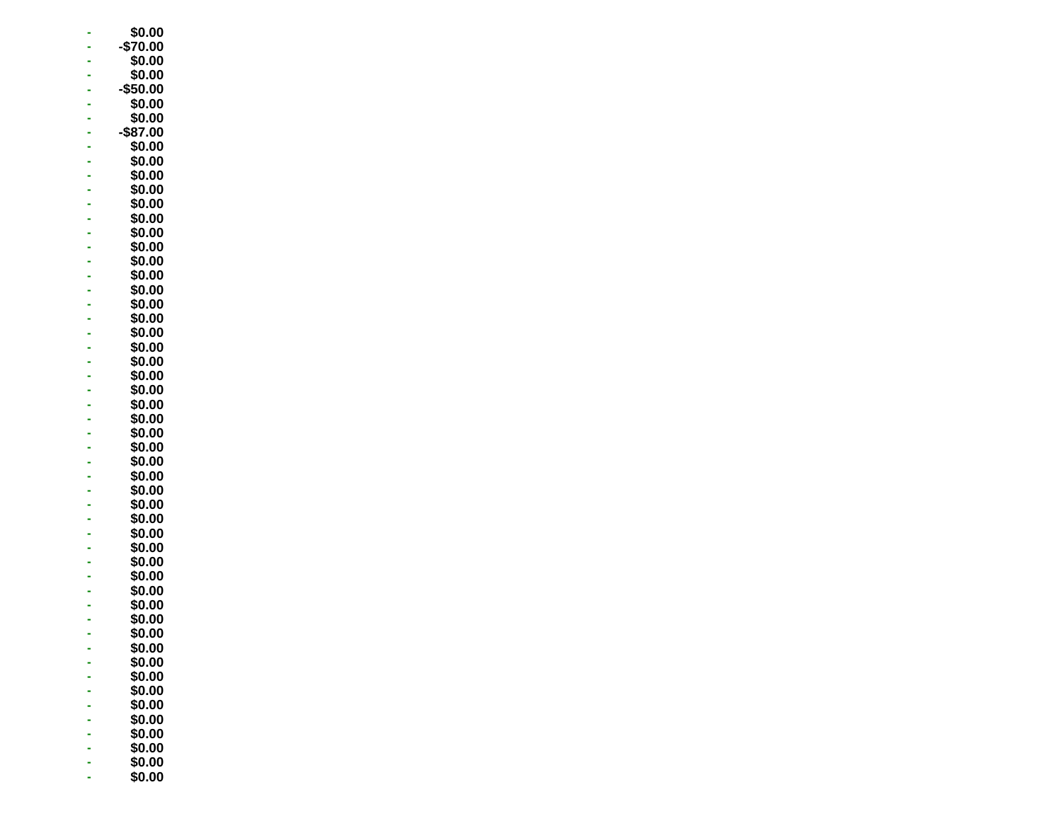| | |
|---|---|
| - | $0.00 |
| - | -$70.00 |
| - | $0.00 |
| - | $0.00 |
| - | -$50.00 |
| - | $0.00 |
| - | $0.00 |
| - | -$87.00 |
| - | $0.00 |
| - | $0.00 |
| - | $0.00 |
| - | $0.00 |
| - | $0.00 |
| - | $0.00 |
| - | $0.00 |
| - | $0.00 |
| - | $0.00 |
| - | $0.00 |
| - | $0.00 |
| - | $0.00 |
| - | $0.00 |
| - | $0.00 |
| - | $0.00 |
| - | $0.00 |
| - | $0.00 |
| - | $0.00 |
| - | $0.00 |
| - | $0.00 |
| - | $0.00 |
| - | $0.00 |
| - | $0.00 |
| - | $0.00 |
| - | $0.00 |
| - | $0.00 |
| - | $0.00 |
| - | $0.00 |
| - | $0.00 |
| - | $0.00 |
| - | $0.00 |
| - | $0.00 |
| - | $0.00 |
| - | $0.00 |
| - | $0.00 |
| - | $0.00 |
| - | $0.00 |
| - | $0.00 |
| - | $0.00 |
| - | $0.00 |
| - | $0.00 |
| - | $0.00 |
| - | $0.00 |
| - | $0.00 |
| - | $0.00 |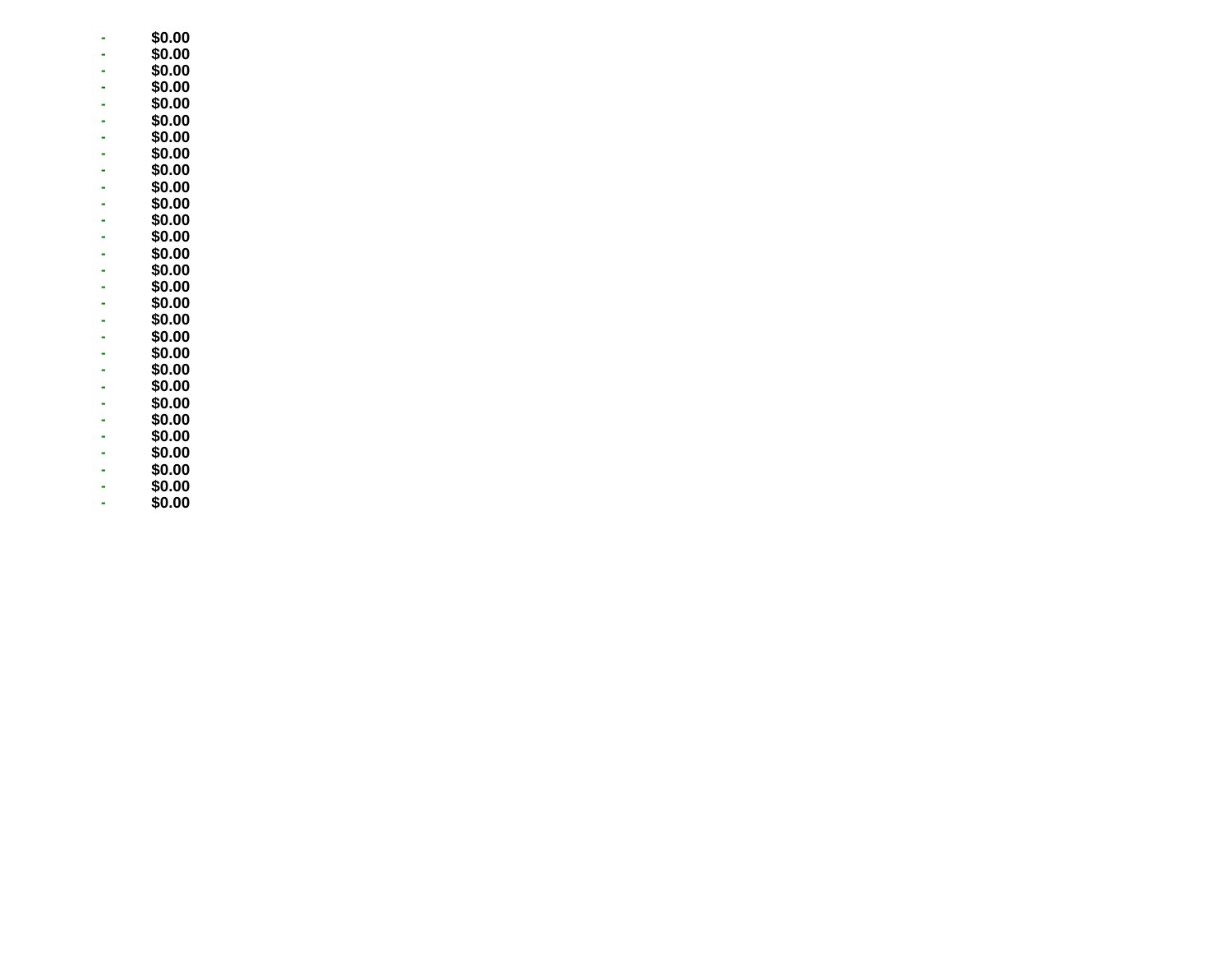| | |
|---|---|
| - | **$0.00** |
| - | **$0.00** |
| - | **$0.00** |
| - | **$0.00** |
| - | **$0.00** |
| - | **$0.00** |
| - | **$0.00** |
| - | **$0.00** |
| - | **$0.00** |
| - | **$0.00** |
| - | **$0.00** |
| - | **$0.00** |
| - | **$0.00** |
| - | **$0.00** |
| - | **$0.00** |
| - | **$0.00** |
| - | **$0.00** |
| - | **$0.00** |
| - | **$0.00** |
| - | **$0.00** |
| - | **$0.00** |
| - | **$0.00** |
| - | **$0.00** |
| - | **$0.00** |
| - | **$0.00** |
| - | **$0.00** |
| - | **$0.00** |
| - | **$0.00** |
| - | **$0.00** |